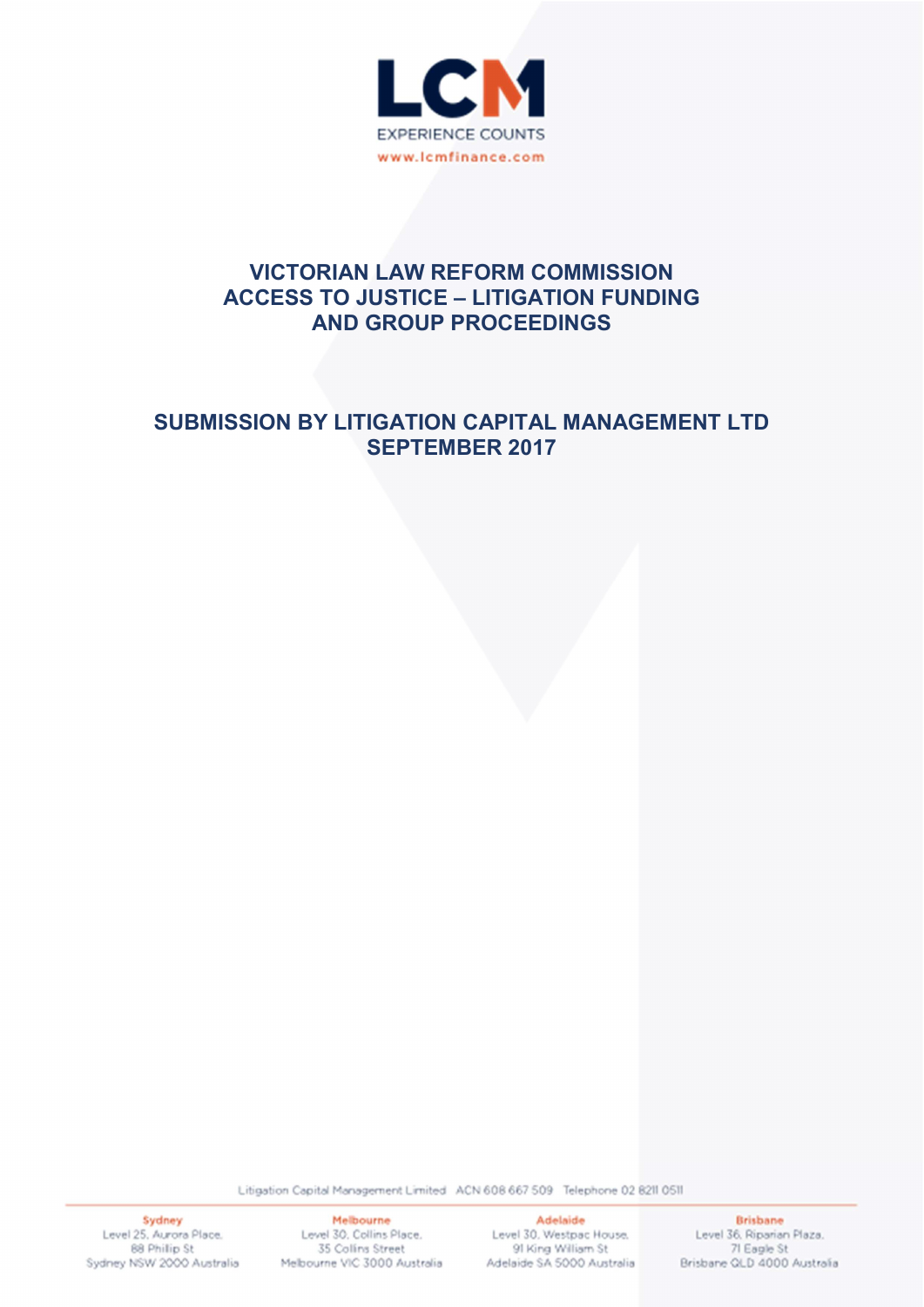LCM

EXPERIENCE COUNTS

www.lcmfinance.com

# VICTORIAN LAW REFORM COMMISSION ACCESS TO JUSTICE – LITIGATION FUNDING AND GROUP PROCEEDINGS

## SUBMISSION BY LITIGATION CAPITAL MANAGEMENT LTD SEPTEMBER 2017

Litigation Capital Management Limited ACN 608 667 509 Telephone 02 8211 0511

**Sydney**
Level 25, Aurora Place,
88 Phillip St
Sydney NSW 2000 Australia

**Melbourne**
Level 30, Collins Place,
35 Collins Street
Melbourne VIC 3000 Australia

**Adelaide**
Level 30, Westpac House,
91 King William St
Adelaide SA 5000 Australia

**Brisbane**
Level 36, Riparian Plaza,
71 Eagle St
Brisbane QLD 4000 Australia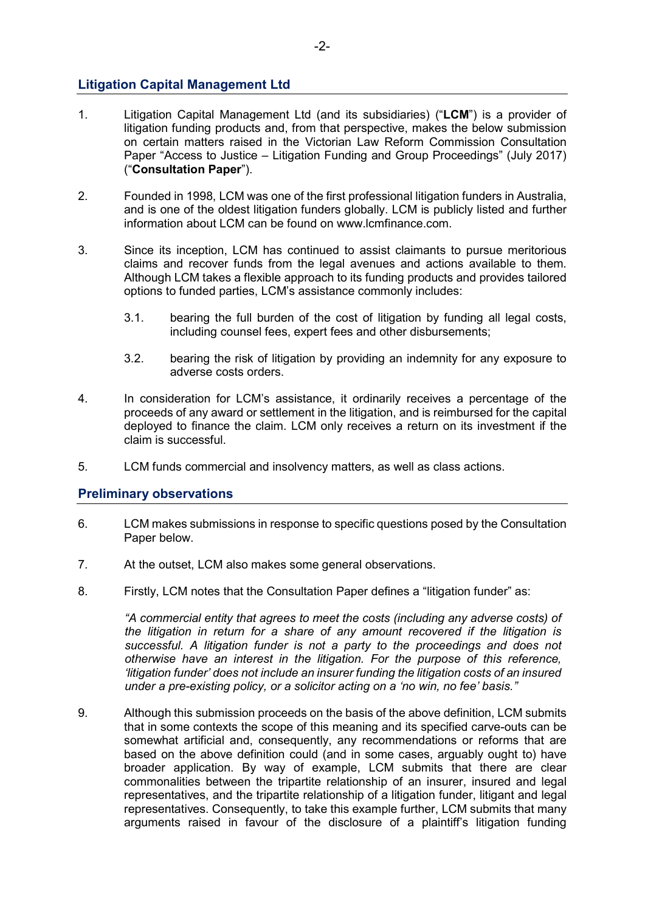## Litigation Capital Management Ltd

1. Litigation Capital Management Ltd (and its subsidiaries) ("**LCM**") is a provider of litigation funding products and, from that perspective, makes the below submission on certain matters raised in the Victorian Law Reform Commission Consultation Paper "Access to Justice – Litigation Funding and Group Proceedings" (July 2017) ("**Consultation Paper**").

2. Founded in 1998, LCM was one of the first professional litigation funders in Australia, and is one of the oldest litigation funders globally. LCM is publicly listed and further information about LCM can be found on www.lcmfinance.com.

3. Since its inception, LCM has continued to assist claimants to pursue meritorious claims and recover funds from the legal avenues and actions available to them. Although LCM takes a flexible approach to its funding products and provides tailored options to funded parties, LCM's assistance commonly includes:

   3.1. bearing the full burden of the cost of litigation by funding all legal costs, including counsel fees, expert fees and other disbursements;

   3.2. bearing the risk of litigation by providing an indemnity for any exposure to adverse costs orders.

4. In consideration for LCM's assistance, it ordinarily receives a percentage of the proceeds of any award or settlement in the litigation, and is reimbursed for the capital deployed to finance the claim. LCM only receives a return on its investment if the claim is successful.

5. LCM funds commercial and insolvency matters, as well as class actions.

## Preliminary observations

6. LCM makes submissions in response to specific questions posed by the Consultation Paper below.

7. At the outset, LCM also makes some general observations.

8. Firstly, LCM notes that the Consultation Paper defines a "litigation funder" as:

   *"A commercial entity that agrees to meet the costs (including any adverse costs) of the litigation in return for a share of any amount recovered if the litigation is successful. A litigation funder is not a party to the proceedings and does not otherwise have an interest in the litigation. For the purpose of this reference, 'litigation funder' does not include an insurer funding the litigation costs of an insured under a pre-existing policy, or a solicitor acting on a 'no win, no fee' basis."*

9. Although this submission proceeds on the basis of the above definition, LCM submits that in some contexts the scope of this meaning and its specified carve-outs can be somewhat artificial and, consequently, any recommendations or reforms that are based on the above definition could (and in some cases, arguably ought to) have broader application. By way of example, LCM submits that there are clear commonalities between the tripartite relationship of an insurer, insured and legal representatives, and the tripartite relationship of a litigation funder, litigant and legal representatives. Consequently, to take this example further, LCM submits that many arguments raised in favour of the disclosure of a plaintiff's litigation funding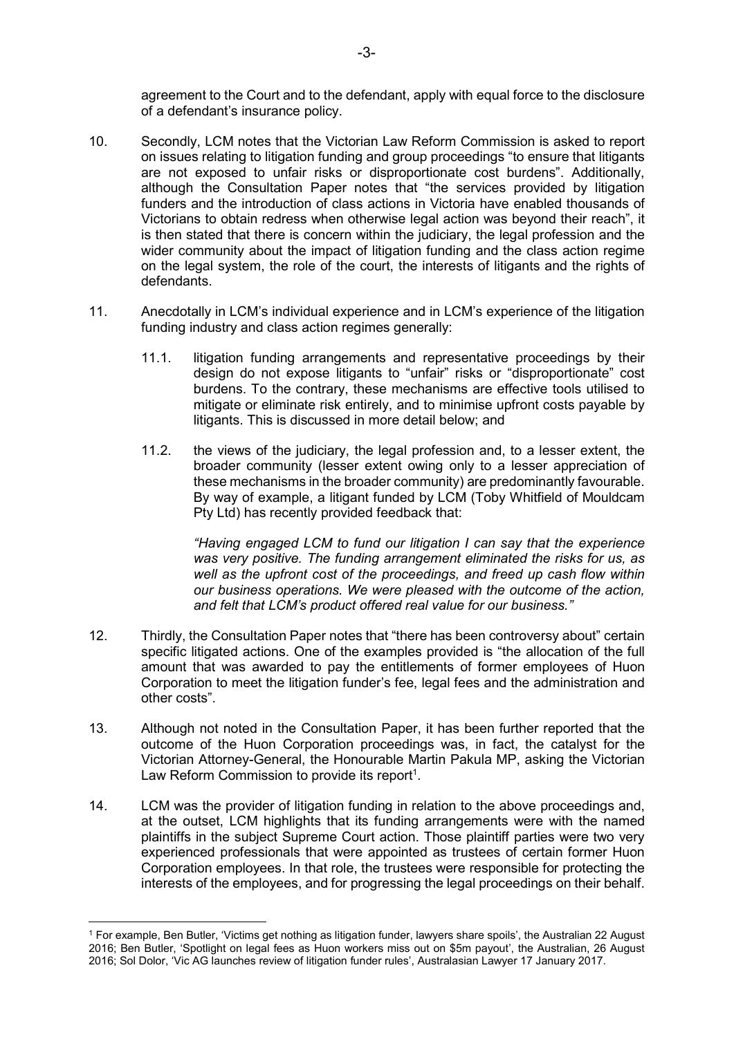agreement to the Court and to the defendant, apply with equal force to the disclosure of a defendant's insurance policy.

10. Secondly, LCM notes that the Victorian Law Reform Commission is asked to report on issues relating to litigation funding and group proceedings "to ensure that litigants are not exposed to unfair risks or disproportionate cost burdens". Additionally, although the Consultation Paper notes that "the services provided by litigation funders and the introduction of class actions in Victoria have enabled thousands of Victorians to obtain redress when otherwise legal action was beyond their reach", it is then stated that there is concern within the judiciary, the legal profession and the wider community about the impact of litigation funding and the class action regime on the legal system, the role of the court, the interests of litigants and the rights of defendants.

11. Anecdotally in LCM's individual experience and in LCM's experience of the litigation funding industry and class action regimes generally:

    11.1. litigation funding arrangements and representative proceedings by their design do not expose litigants to "unfair" risks or "disproportionate" cost burdens. To the contrary, these mechanisms are effective tools utilised to mitigate or eliminate risk entirely, and to minimise upfront costs payable by litigants. This is discussed in more detail below; and

    11.2. the views of the judiciary, the legal profession and, to a lesser extent, the broader community (lesser extent owing only to a lesser appreciation of these mechanisms in the broader community) are predominantly favourable. By way of example, a litigant funded by LCM (Toby Whitfield of Mouldcam Pty Ltd) has recently provided feedback that:

    > *"Having engaged LCM to fund our litigation I can say that the experience was very positive. The funding arrangement eliminated the risks for us, as well as the upfront cost of the proceedings, and freed up cash flow within our business operations. We were pleased with the outcome of the action, and felt that LCM's product offered real value for our business."*

12. Thirdly, the Consultation Paper notes that "there has been controversy about" certain specific litigated actions. One of the examples provided is "the allocation of the full amount that was awarded to pay the entitlements of former employees of Huon Corporation to meet the litigation funder's fee, legal fees and the administration and other costs".

13. Although not noted in the Consultation Paper, it has been further reported that the outcome of the Huon Corporation proceedings was, in fact, the catalyst for the Victorian Attorney-General, the Honourable Martin Pakula MP, asking the Victorian Law Reform Commission to provide its report[1].

14. LCM was the provider of litigation funding in relation to the above proceedings and, at the outset, LCM highlights that its funding arrangements were with the named plaintiffs in the subject Supreme Court action. Those plaintiff parties were two very experienced professionals that were appointed as trustees of certain former Huon Corporation employees. In that role, the trustees were responsible for protecting the interests of the employees, and for progressing the legal proceedings on their behalf.

---

[1] For example, Ben Butler, 'Victims get nothing as litigation funder, lawyers share spoils', the Australian 22 August 2016; Ben Butler, 'Spotlight on legal fees as Huon workers miss out on $5m payout', the Australian, 26 August 2016; Sol Dolor, 'Vic AG launches review of litigation funder rules', Australasian Lawyer 17 January 2017.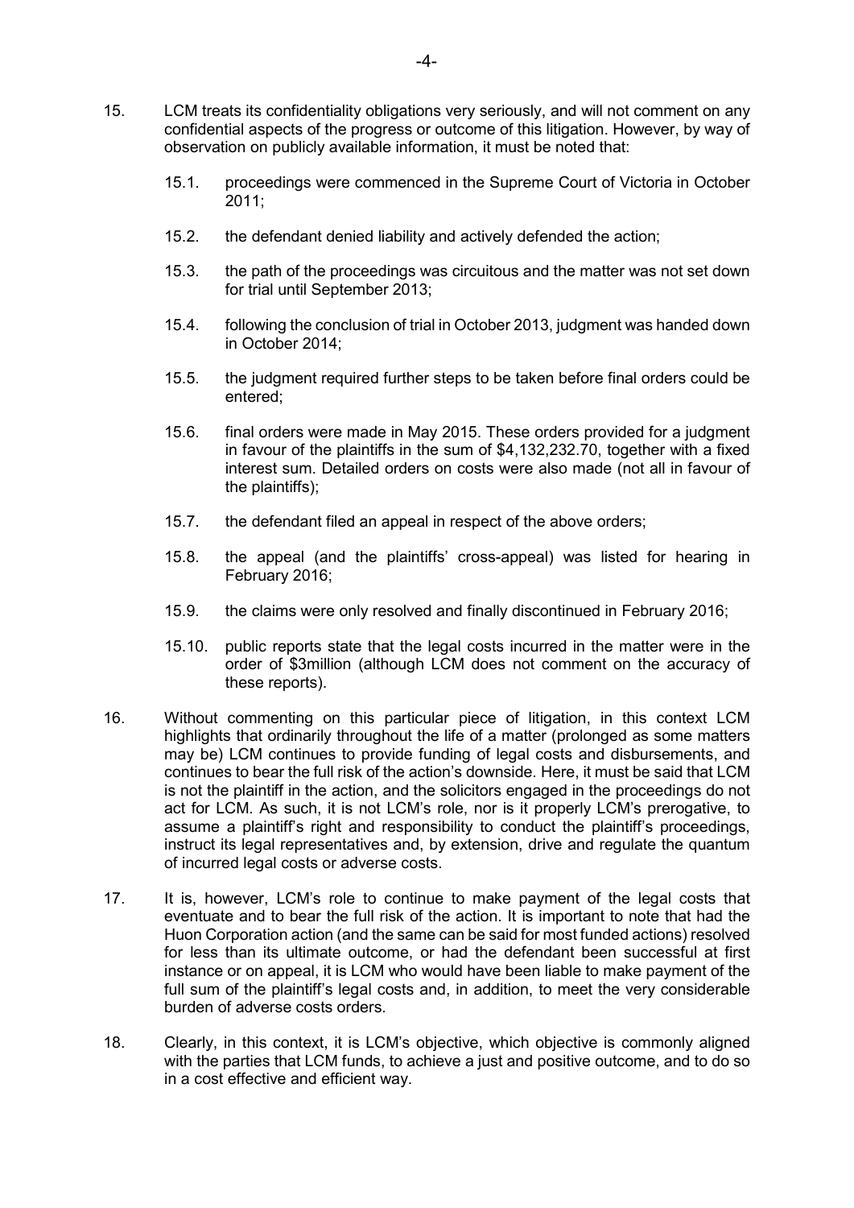15. LCM treats its confidentiality obligations very seriously, and will not comment on any confidential aspects of the progress or outcome of this litigation. However, by way of observation on publicly available information, it must be noted that:

    15.1. proceedings were commenced in the Supreme Court of Victoria in October 2011;

    15.2. the defendant denied liability and actively defended the action;

    15.3. the path of the proceedings was circuitous and the matter was not set down for trial until September 2013;

    15.4. following the conclusion of trial in October 2013, judgment was handed down in October 2014;

    15.5. the judgment required further steps to be taken before final orders could be entered;

    15.6. final orders were made in May 2015. These orders provided for a judgment in favour of the plaintiffs in the sum of $4,132,232.70, together with a fixed interest sum. Detailed orders on costs were also made (not all in favour of the plaintiffs);

    15.7. the defendant filed an appeal in respect of the above orders;

    15.8. the appeal (and the plaintiffs' cross-appeal) was listed for hearing in February 2016;

    15.9. the claims were only resolved and finally discontinued in February 2016;

    15.10. public reports state that the legal costs incurred in the matter were in the order of $3million (although LCM does not comment on the accuracy of these reports).

16. Without commenting on this particular piece of litigation, in this context LCM highlights that ordinarily throughout the life of a matter (prolonged as some matters may be) LCM continues to provide funding of legal costs and disbursements, and continues to bear the full risk of the action's downside. Here, it must be said that LCM is not the plaintiff in the action, and the solicitors engaged in the proceedings do not act for LCM. As such, it is not LCM's role, nor is it properly LCM's prerogative, to assume a plaintiff's right and responsibility to conduct the plaintiff's proceedings, instruct its legal representatives and, by extension, drive and regulate the quantum of incurred legal costs or adverse costs.

17. It is, however, LCM's role to continue to make payment of the legal costs that eventuate and to bear the full risk of the action. It is important to note that had the Huon Corporation action (and the same can be said for most funded actions) resolved for less than its ultimate outcome, or had the defendant been successful at first instance or on appeal, it is LCM who would have been liable to make payment of the full sum of the plaintiff's legal costs and, in addition, to meet the very considerable burden of adverse costs orders.

18. Clearly, in this context, it is LCM's objective, which objective is commonly aligned with the parties that LCM funds, to achieve a just and positive outcome, and to do so in a cost effective and efficient way.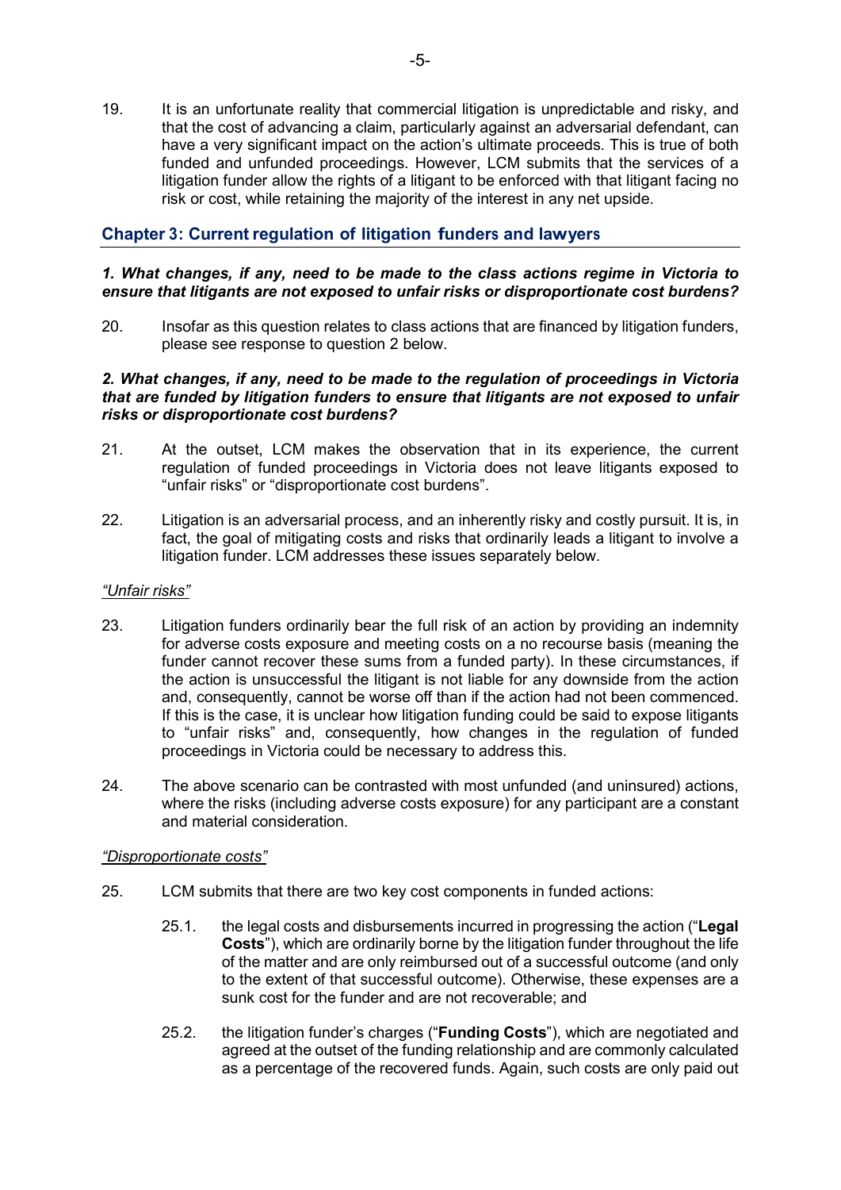19. It is an unfortunate reality that commercial litigation is unpredictable and risky, and that the cost of advancing a claim, particularly against an adversarial defendant, can have a very significant impact on the action's ultimate proceeds. This is true of both funded and unfunded proceedings. However, LCM submits that the services of a litigation funder allow the rights of a litigant to be enforced with that litigant facing no risk or cost, while retaining the majority of the interest in any net upside.

## Chapter 3: Current regulation of litigation funders and lawyers

***1. What changes, if any, need to be made to the class actions regime in Victoria to ensure that litigants are not exposed to unfair risks or disproportionate cost burdens?***

20. Insofar as this question relates to class actions that are financed by litigation funders, please see response to question 2 below.

***2. What changes, if any, need to be made to the regulation of proceedings in Victoria that are funded by litigation funders to ensure that litigants are not exposed to unfair risks or disproportionate cost burdens?***

21. At the outset, LCM makes the observation that in its experience, the current regulation of funded proceedings in Victoria does not leave litigants exposed to "unfair risks" or "disproportionate cost burdens".

22. Litigation is an adversarial process, and an inherently risky and costly pursuit. It is, in fact, the goal of mitigating costs and risks that ordinarily leads a litigant to involve a litigation funder. LCM addresses these issues separately below.

*"Unfair risks"*

23. Litigation funders ordinarily bear the full risk of an action by providing an indemnity for adverse costs exposure and meeting costs on a no recourse basis (meaning the funder cannot recover these sums from a funded party). In these circumstances, if the action is unsuccessful the litigant is not liable for any downside from the action and, consequently, cannot be worse off than if the action had not been commenced. If this is the case, it is unclear how litigation funding could be said to expose litigants to "unfair risks" and, consequently, how changes in the regulation of funded proceedings in Victoria could be necessary to address this.

24. The above scenario can be contrasted with most unfunded (and uninsured) actions, where the risks (including adverse costs exposure) for any participant are a constant and material consideration.

*"Disproportionate costs"*

25. LCM submits that there are two key cost components in funded actions:

    25.1. the legal costs and disbursements incurred in progressing the action ("**Legal Costs**"), which are ordinarily borne by the litigation funder throughout the life of the matter and are only reimbursed out of a successful outcome (and only to the extent of that successful outcome). Otherwise, these expenses are a sunk cost for the funder and are not recoverable; and

    25.2. the litigation funder's charges ("**Funding Costs**"), which are negotiated and agreed at the outset of the funding relationship and are commonly calculated as a percentage of the recovered funds. Again, such costs are only paid out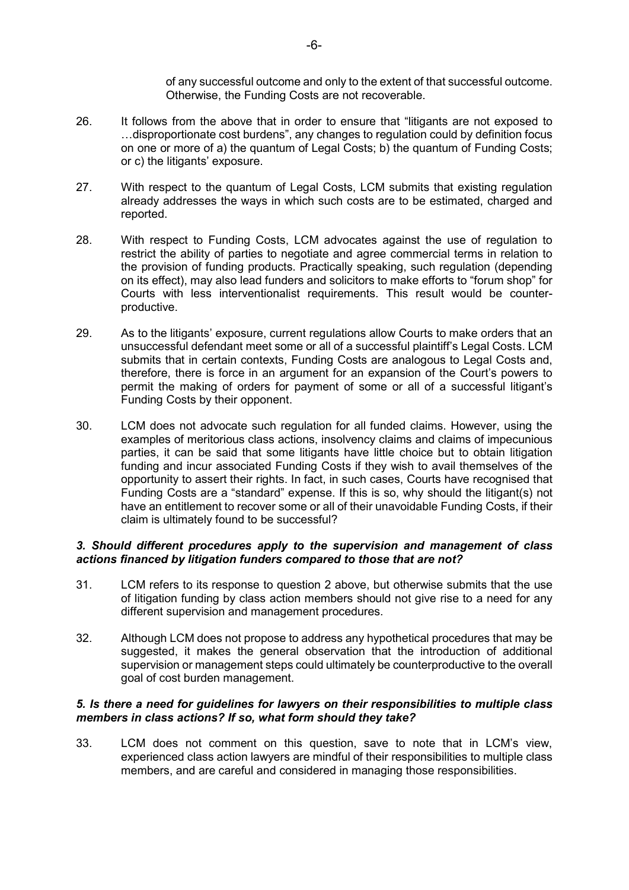of any successful outcome and only to the extent of that successful outcome. Otherwise, the Funding Costs are not recoverable.

26. It follows from the above that in order to ensure that "litigants are not exposed to …disproportionate cost burdens", any changes to regulation could by definition focus on one or more of a) the quantum of Legal Costs; b) the quantum of Funding Costs; or c) the litigants' exposure.

27. With respect to the quantum of Legal Costs, LCM submits that existing regulation already addresses the ways in which such costs are to be estimated, charged and reported.

28. With respect to Funding Costs, LCM advocates against the use of regulation to restrict the ability of parties to negotiate and agree commercial terms in relation to the provision of funding products. Practically speaking, such regulation (depending on its effect), may also lead funders and solicitors to make efforts to "forum shop" for Courts with less interventionalist requirements. This result would be counter-productive.

29. As to the litigants' exposure, current regulations allow Courts to make orders that an unsuccessful defendant meet some or all of a successful plaintiff's Legal Costs. LCM submits that in certain contexts, Funding Costs are analogous to Legal Costs and, therefore, there is force in an argument for an expansion of the Court's powers to permit the making of orders for payment of some or all of a successful litigant's Funding Costs by their opponent.

30. LCM does not advocate such regulation for all funded claims. However, using the examples of meritorious class actions, insolvency claims and claims of impecunious parties, it can be said that some litigants have little choice but to obtain litigation funding and incur associated Funding Costs if they wish to avail themselves of the opportunity to assert their rights. In fact, in such cases, Courts have recognised that Funding Costs are a "standard" expense. If this is so, why should the litigant(s) not have an entitlement to recover some or all of their unavoidable Funding Costs, if their claim is ultimately found to be successful?

### *3. Should different procedures apply to the supervision and management of class actions financed by litigation funders compared to those that are not?*

31. LCM refers to its response to question 2 above, but otherwise submits that the use of litigation funding by class action members should not give rise to a need for any different supervision and management procedures.

32. Although LCM does not propose to address any hypothetical procedures that may be suggested, it makes the general observation that the introduction of additional supervision or management steps could ultimately be counterproductive to the overall goal of cost burden management.

### *5. Is there a need for guidelines for lawyers on their responsibilities to multiple class members in class actions? If so, what form should they take?*

33. LCM does not comment on this question, save to note that in LCM's view, experienced class action lawyers are mindful of their responsibilities to multiple class members, and are careful and considered in managing those responsibilities.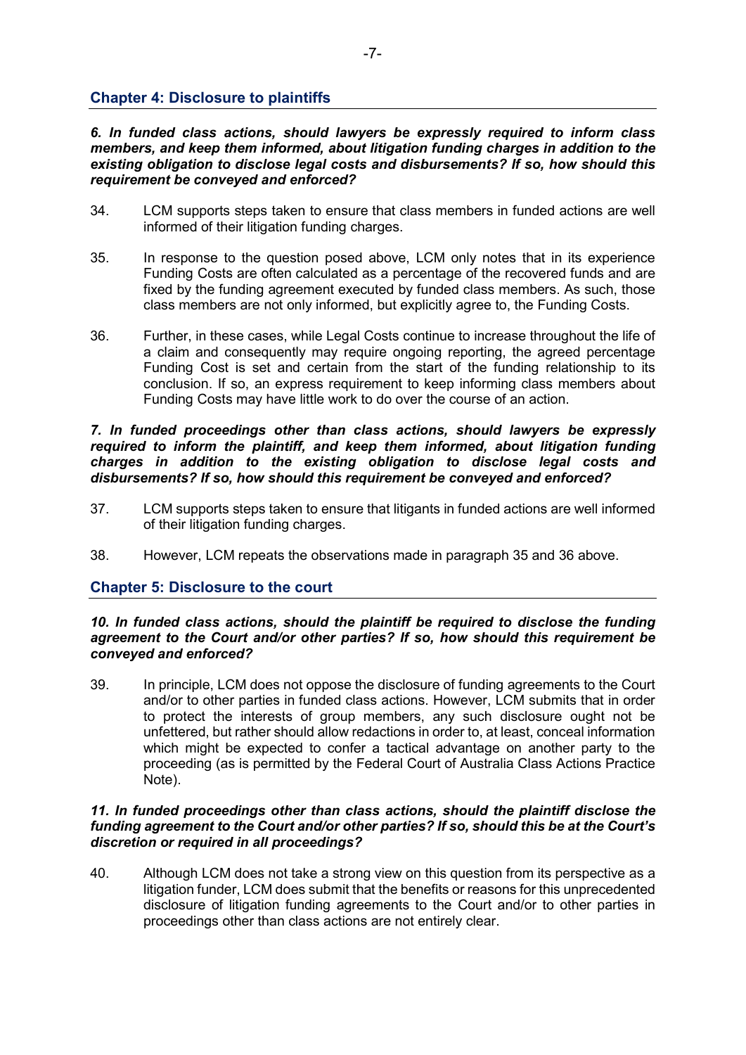## Chapter 4: Disclosure to plaintiffs

***6. In funded class actions, should lawyers be expressly required to inform class members, and keep them informed, about litigation funding charges in addition to the existing obligation to disclose legal costs and disbursements? If so, how should this requirement be conveyed and enforced?***

34. LCM supports steps taken to ensure that class members in funded actions are well informed of their litigation funding charges.

35. In response to the question posed above, LCM only notes that in its experience Funding Costs are often calculated as a percentage of the recovered funds and are fixed by the funding agreement executed by funded class members. As such, those class members are not only informed, but explicitly agree to, the Funding Costs.

36. Further, in these cases, while Legal Costs continue to increase throughout the life of a claim and consequently may require ongoing reporting, the agreed percentage Funding Cost is set and certain from the start of the funding relationship to its conclusion. If so, an express requirement to keep informing class members about Funding Costs may have little work to do over the course of an action.

***7. In funded proceedings other than class actions, should lawyers be expressly required to inform the plaintiff, and keep them informed, about litigation funding charges in addition to the existing obligation to disclose legal costs and disbursements? If so, how should this requirement be conveyed and enforced?***

37. LCM supports steps taken to ensure that litigants in funded actions are well informed of their litigation funding charges.

38. However, LCM repeats the observations made in paragraph 35 and 36 above.

## Chapter 5: Disclosure to the court

***10. In funded class actions, should the plaintiff be required to disclose the funding agreement to the Court and/or other parties? If so, how should this requirement be conveyed and enforced?***

39. In principle, LCM does not oppose the disclosure of funding agreements to the Court and/or to other parties in funded class actions. However, LCM submits that in order to protect the interests of group members, any such disclosure ought not be unfettered, but rather should allow redactions in order to, at least, conceal information which might be expected to confer a tactical advantage on another party to the proceeding (as is permitted by the Federal Court of Australia Class Actions Practice Note).

***11. In funded proceedings other than class actions, should the plaintiff disclose the funding agreement to the Court and/or other parties? If so, should this be at the Court's discretion or required in all proceedings?***

40. Although LCM does not take a strong view on this question from its perspective as a litigation funder, LCM does submit that the benefits or reasons for this unprecedented disclosure of litigation funding agreements to the Court and/or to other parties in proceedings other than class actions are not entirely clear.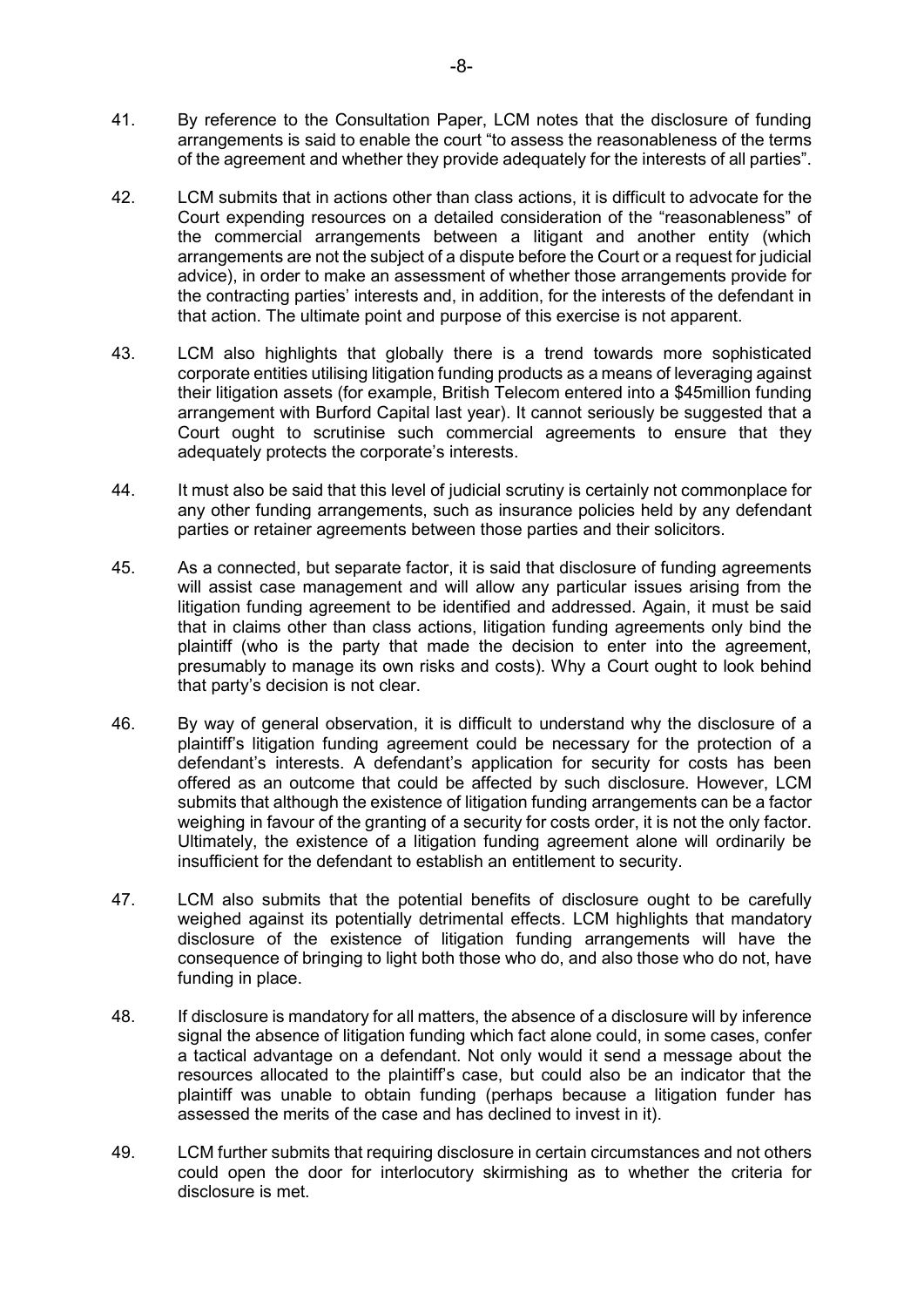41. By reference to the Consultation Paper, LCM notes that the disclosure of funding arrangements is said to enable the court "to assess the reasonableness of the terms of the agreement and whether they provide adequately for the interests of all parties".

42. LCM submits that in actions other than class actions, it is difficult to advocate for the Court expending resources on a detailed consideration of the "reasonableness" of the commercial arrangements between a litigant and another entity (which arrangements are not the subject of a dispute before the Court or a request for judicial advice), in order to make an assessment of whether those arrangements provide for the contracting parties' interests and, in addition, for the interests of the defendant in that action. The ultimate point and purpose of this exercise is not apparent.

43. LCM also highlights that globally there is a trend towards more sophisticated corporate entities utilising litigation funding products as a means of leveraging against their litigation assets (for example, British Telecom entered into a $45million funding arrangement with Burford Capital last year). It cannot seriously be suggested that a Court ought to scrutinise such commercial agreements to ensure that they adequately protects the corporate's interests.

44. It must also be said that this level of judicial scrutiny is certainly not commonplace for any other funding arrangements, such as insurance policies held by any defendant parties or retainer agreements between those parties and their solicitors.

45. As a connected, but separate factor, it is said that disclosure of funding agreements will assist case management and will allow any particular issues arising from the litigation funding agreement to be identified and addressed. Again, it must be said that in claims other than class actions, litigation funding agreements only bind the plaintiff (who is the party that made the decision to enter into the agreement, presumably to manage its own risks and costs). Why a Court ought to look behind that party's decision is not clear.

46. By way of general observation, it is difficult to understand why the disclosure of a plaintiff's litigation funding agreement could be necessary for the protection of a defendant's interests. A defendant's application for security for costs has been offered as an outcome that could be affected by such disclosure. However, LCM submits that although the existence of litigation funding arrangements can be a factor weighing in favour of the granting of a security for costs order, it is not the only factor. Ultimately, the existence of a litigation funding agreement alone will ordinarily be insufficient for the defendant to establish an entitlement to security.

47. LCM also submits that the potential benefits of disclosure ought to be carefully weighed against its potentially detrimental effects. LCM highlights that mandatory disclosure of the existence of litigation funding arrangements will have the consequence of bringing to light both those who do, and also those who do not, have funding in place.

48. If disclosure is mandatory for all matters, the absence of a disclosure will by inference signal the absence of litigation funding which fact alone could, in some cases, confer a tactical advantage on a defendant. Not only would it send a message about the resources allocated to the plaintiff's case, but could also be an indicator that the plaintiff was unable to obtain funding (perhaps because a litigation funder has assessed the merits of the case and has declined to invest in it).

49. LCM further submits that requiring disclosure in certain circumstances and not others could open the door for interlocutory skirmishing as to whether the criteria for disclosure is met.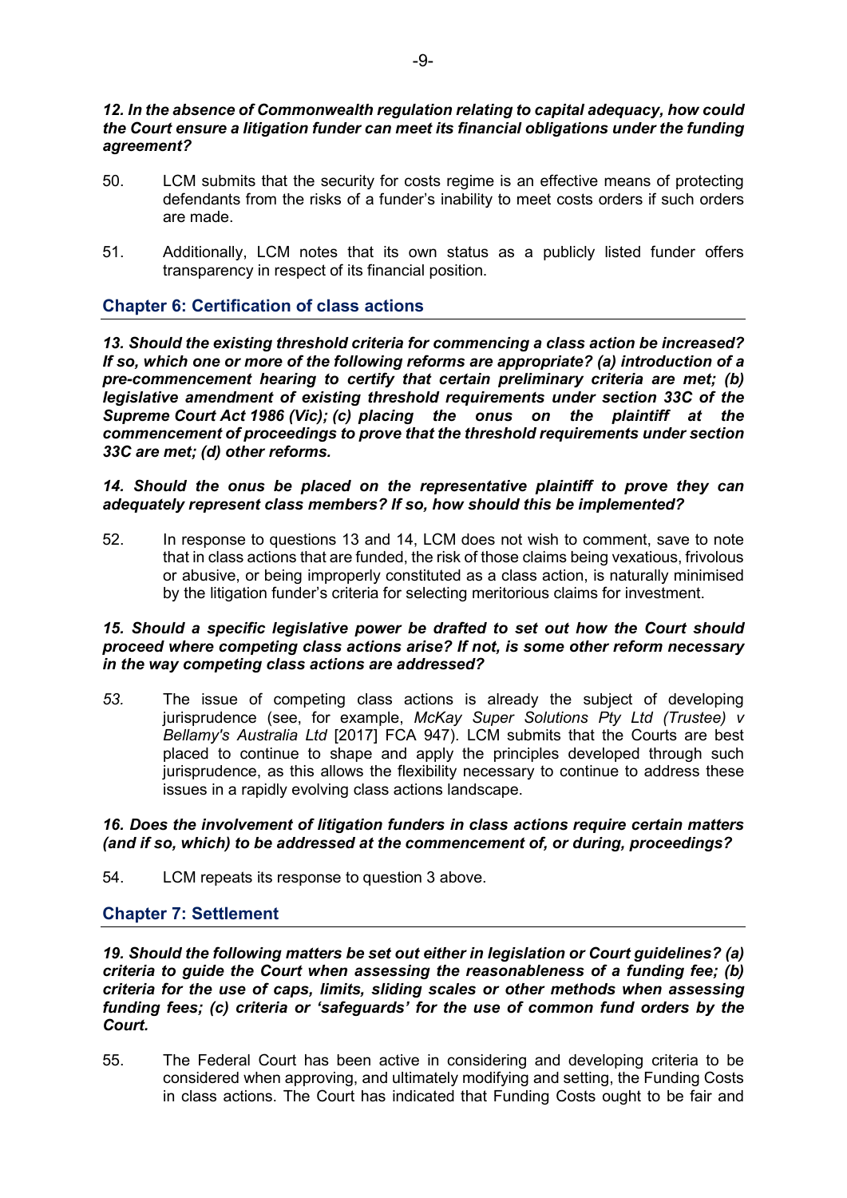***12. In the absence of Commonwealth regulation relating to capital adequacy, how could the Court ensure a litigation funder can meet its financial obligations under the funding agreement?***

50. LCM submits that the security for costs regime is an effective means of protecting defendants from the risks of a funder's inability to meet costs orders if such orders are made.

51. Additionally, LCM notes that its own status as a publicly listed funder offers transparency in respect of its financial position.

## Chapter 6: Certification of class actions

***13. Should the existing threshold criteria for commencing a class action be increased? If so, which one or more of the following reforms are appropriate? (a) introduction of a pre-commencement hearing to certify that certain preliminary criteria are met; (b) legislative amendment of existing threshold requirements under section 33C of the Supreme Court Act 1986 (Vic); (c) placing the onus on the plaintiff at the commencement of proceedings to prove that the threshold requirements under section 33C are met; (d) other reforms.***

***14. Should the onus be placed on the representative plaintiff to prove they can adequately represent class members? If so, how should this be implemented?***

52. In response to questions 13 and 14, LCM does not wish to comment, save to note that in class actions that are funded, the risk of those claims being vexatious, frivolous or abusive, or being improperly constituted as a class action, is naturally minimised by the litigation funder's criteria for selecting meritorious claims for investment.

***15. Should a specific legislative power be drafted to set out how the Court should proceed where competing class actions arise? If not, is some other reform necessary in the way competing class actions are addressed?***

*53.* The issue of competing class actions is already the subject of developing jurisprudence (see, for example, *McKay Super Solutions Pty Ltd (Trustee) v Bellamy's Australia Ltd* [2017] FCA 947). LCM submits that the Courts are best placed to continue to shape and apply the principles developed through such jurisprudence, as this allows the flexibility necessary to continue to address these issues in a rapidly evolving class actions landscape.

***16. Does the involvement of litigation funders in class actions require certain matters (and if so, which) to be addressed at the commencement of, or during, proceedings?***

54. LCM repeats its response to question 3 above.

## Chapter 7: Settlement

***19. Should the following matters be set out either in legislation or Court guidelines? (a) criteria to guide the Court when assessing the reasonableness of a funding fee; (b) criteria for the use of caps, limits, sliding scales or other methods when assessing funding fees; (c) criteria or 'safeguards' for the use of common fund orders by the Court.***

55. The Federal Court has been active in considering and developing criteria to be considered when approving, and ultimately modifying and setting, the Funding Costs in class actions. The Court has indicated that Funding Costs ought to be fair and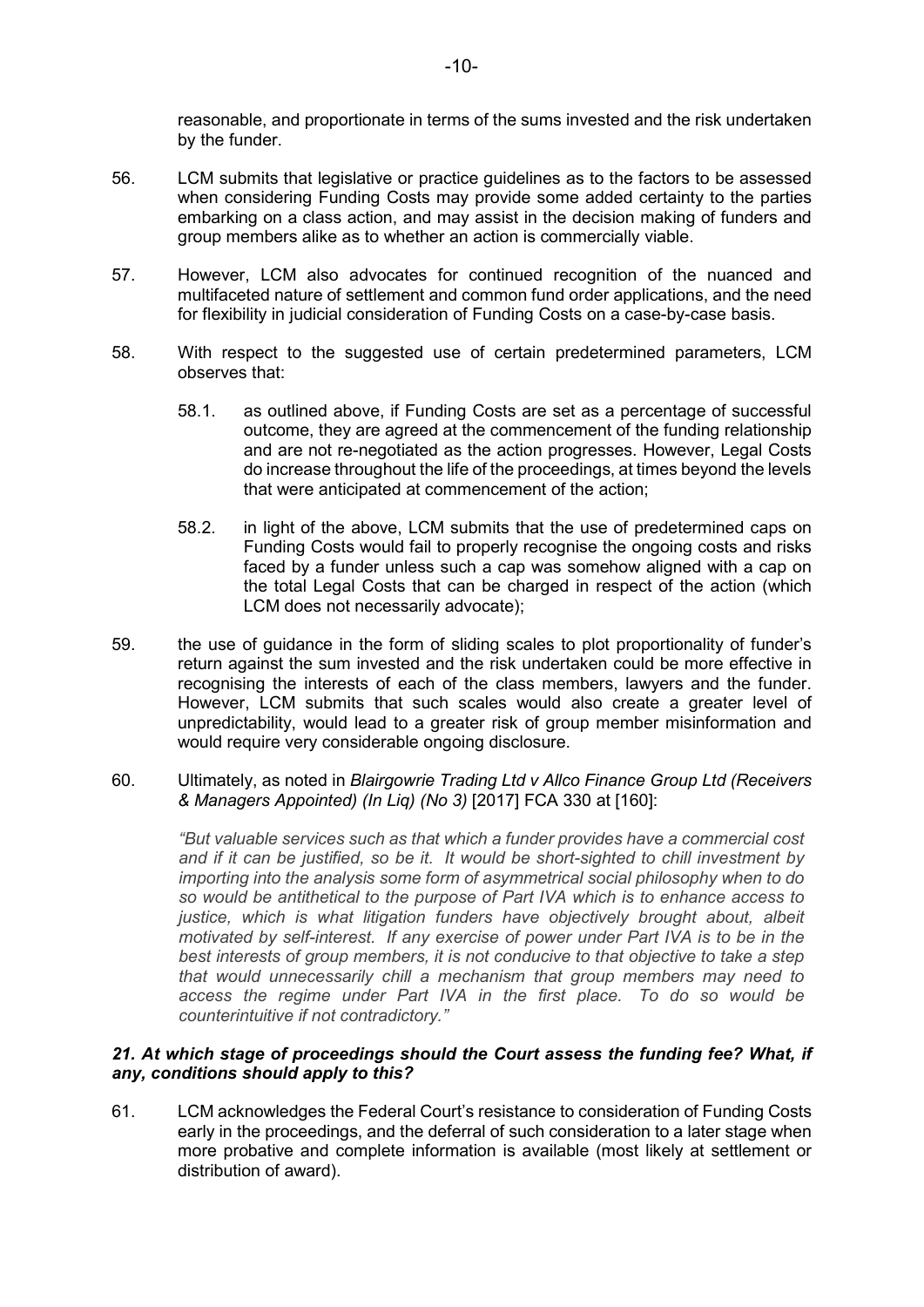reasonable, and proportionate in terms of the sums invested and the risk undertaken by the funder.

56. LCM submits that legislative or practice guidelines as to the factors to be assessed when considering Funding Costs may provide some added certainty to the parties embarking on a class action, and may assist in the decision making of funders and group members alike as to whether an action is commercially viable.

57. However, LCM also advocates for continued recognition of the nuanced and multifaceted nature of settlement and common fund order applications, and the need for flexibility in judicial consideration of Funding Costs on a case-by-case basis.

58. With respect to the suggested use of certain predetermined parameters, LCM observes that:

    58.1. as outlined above, if Funding Costs are set as a percentage of successful outcome, they are agreed at the commencement of the funding relationship and are not re-negotiated as the action progresses. However, Legal Costs do increase throughout the life of the proceedings, at times beyond the levels that were anticipated at commencement of the action;

    58.2. in light of the above, LCM submits that the use of predetermined caps on Funding Costs would fail to properly recognise the ongoing costs and risks faced by a funder unless such a cap was somehow aligned with a cap on the total Legal Costs that can be charged in respect of the action (which LCM does not necessarily advocate);

59. the use of guidance in the form of sliding scales to plot proportionality of funder's return against the sum invested and the risk undertaken could be more effective in recognising the interests of each of the class members, lawyers and the funder. However, LCM submits that such scales would also create a greater level of unpredictability, would lead to a greater risk of group member misinformation and would require very considerable ongoing disclosure.

60. Ultimately, as noted in *Blairgowrie Trading Ltd v Allco Finance Group Ltd (Receivers & Managers Appointed) (In Liq) (No 3)* [2017] FCA 330 at [160]:

> *"But valuable services such as that which a funder provides have a commercial cost and if it can be justified, so be it. It would be short-sighted to chill investment by importing into the analysis some form of asymmetrical social philosophy when to do so would be antithetical to the purpose of Part IVA which is to enhance access to justice, which is what litigation funders have objectively brought about, albeit motivated by self-interest. If any exercise of power under Part IVA is to be in the best interests of group members, it is not conducive to that objective to take a step that would unnecessarily chill a mechanism that group members may need to access the regime under Part IVA in the first place. To do so would be counterintuitive if not contradictory."*

***21. At which stage of proceedings should the Court assess the funding fee? What, if any, conditions should apply to this?***

61. LCM acknowledges the Federal Court's resistance to consideration of Funding Costs early in the proceedings, and the deferral of such consideration to a later stage when more probative and complete information is available (most likely at settlement or distribution of award).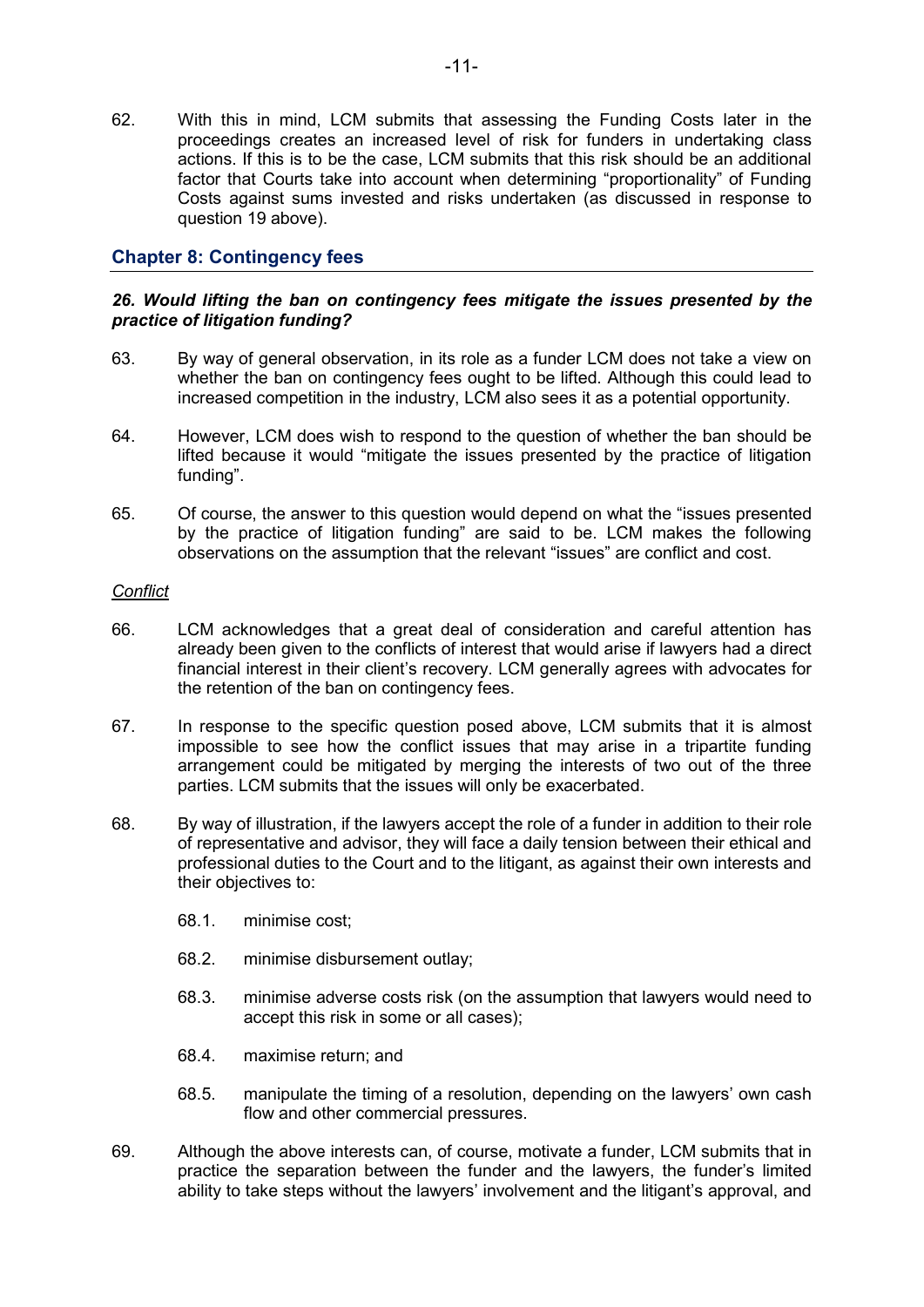62. With this in mind, LCM submits that assessing the Funding Costs later in the proceedings creates an increased level of risk for funders in undertaking class actions. If this is to be the case, LCM submits that this risk should be an additional factor that Courts take into account when determining "proportionality" of Funding Costs against sums invested and risks undertaken (as discussed in response to question 19 above).

## Chapter 8: Contingency fees

### *26. Would lifting the ban on contingency fees mitigate the issues presented by the practice of litigation funding?*

63. By way of general observation, in its role as a funder LCM does not take a view on whether the ban on contingency fees ought to be lifted. Although this could lead to increased competition in the industry, LCM also sees it as a potential opportunity.

64. However, LCM does wish to respond to the question of whether the ban should be lifted because it would "mitigate the issues presented by the practice of litigation funding".

65. Of course, the answer to this question would depend on what the "issues presented by the practice of litigation funding" are said to be. LCM makes the following observations on the assumption that the relevant "issues" are conflict and cost.

<u>Conflict</u>

66. LCM acknowledges that a great deal of consideration and careful attention has already been given to the conflicts of interest that would arise if lawyers had a direct financial interest in their client's recovery. LCM generally agrees with advocates for the retention of the ban on contingency fees.

67. In response to the specific question posed above, LCM submits that it is almost impossible to see how the conflict issues that may arise in a tripartite funding arrangement could be mitigated by merging the interests of two out of the three parties. LCM submits that the issues will only be exacerbated.

68. By way of illustration, if the lawyers accept the role of a funder in addition to their role of representative and advisor, they will face a daily tension between their ethical and professional duties to the Court and to the litigant, as against their own interests and their objectives to:

    68.1. minimise cost;

    68.2. minimise disbursement outlay;

    68.3. minimise adverse costs risk (on the assumption that lawyers would need to accept this risk in some or all cases);

    68.4. maximise return; and

    68.5. manipulate the timing of a resolution, depending on the lawyers' own cash flow and other commercial pressures.

69. Although the above interests can, of course, motivate a funder, LCM submits that in practice the separation between the funder and the lawyers, the funder's limited ability to take steps without the lawyers' involvement and the litigant's approval, and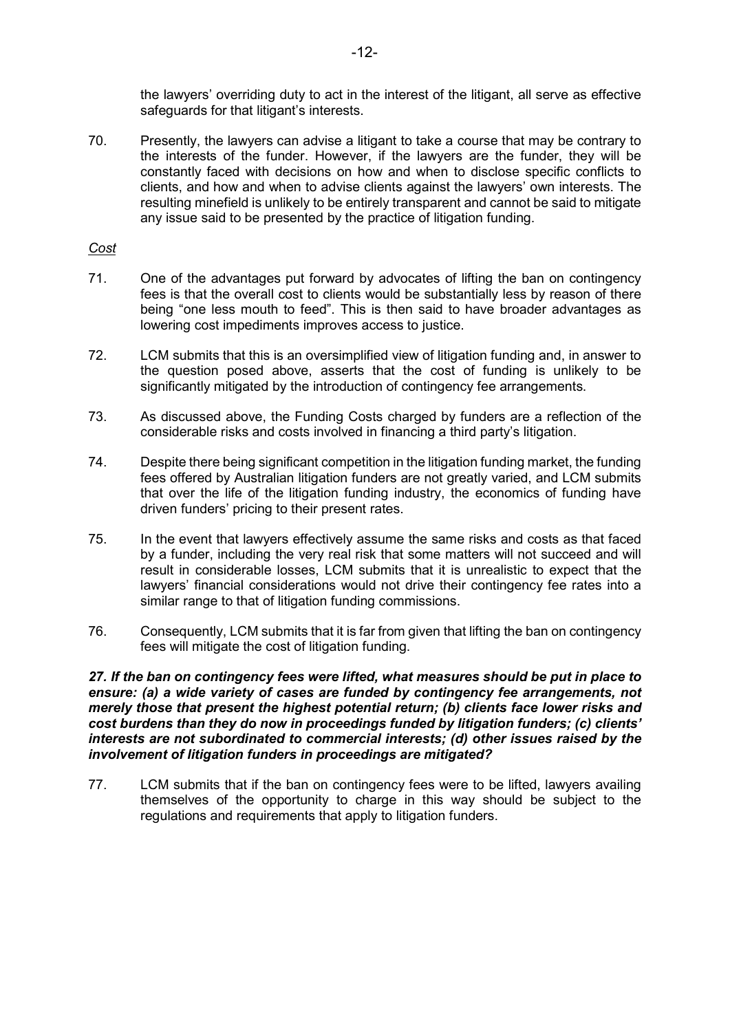the lawyers' overriding duty to act in the interest of the litigant, all serve as effective safeguards for that litigant's interests.

70. Presently, the lawyers can advise a litigant to take a course that may be contrary to the interests of the funder. However, if the lawyers are the funder, they will be constantly faced with decisions on how and when to disclose specific conflicts to clients, and how and when to advise clients against the lawyers' own interests. The resulting minefield is unlikely to be entirely transparent and cannot be said to mitigate any issue said to be presented by the practice of litigation funding.

*Cost*

71. One of the advantages put forward by advocates of lifting the ban on contingency fees is that the overall cost to clients would be substantially less by reason of there being "one less mouth to feed". This is then said to have broader advantages as lowering cost impediments improves access to justice.

72. LCM submits that this is an oversimplified view of litigation funding and, in answer to the question posed above, asserts that the cost of funding is unlikely to be significantly mitigated by the introduction of contingency fee arrangements.

73. As discussed above, the Funding Costs charged by funders are a reflection of the considerable risks and costs involved in financing a third party's litigation.

74. Despite there being significant competition in the litigation funding market, the funding fees offered by Australian litigation funders are not greatly varied, and LCM submits that over the life of the litigation funding industry, the economics of funding have driven funders' pricing to their present rates.

75. In the event that lawyers effectively assume the same risks and costs as that faced by a funder, including the very real risk that some matters will not succeed and will result in considerable losses, LCM submits that it is unrealistic to expect that the lawyers' financial considerations would not drive their contingency fee rates into a similar range to that of litigation funding commissions.

76. Consequently, LCM submits that it is far from given that lifting the ban on contingency fees will mitigate the cost of litigation funding.

***27. If the ban on contingency fees were lifted, what measures should be put in place to ensure: (a) a wide variety of cases are funded by contingency fee arrangements, not merely those that present the highest potential return; (b) clients face lower risks and cost burdens than they do now in proceedings funded by litigation funders; (c) clients' interests are not subordinated to commercial interests; (d) other issues raised by the involvement of litigation funders in proceedings are mitigated?***

77. LCM submits that if the ban on contingency fees were to be lifted, lawyers availing themselves of the opportunity to charge in this way should be subject to the regulations and requirements that apply to litigation funders.